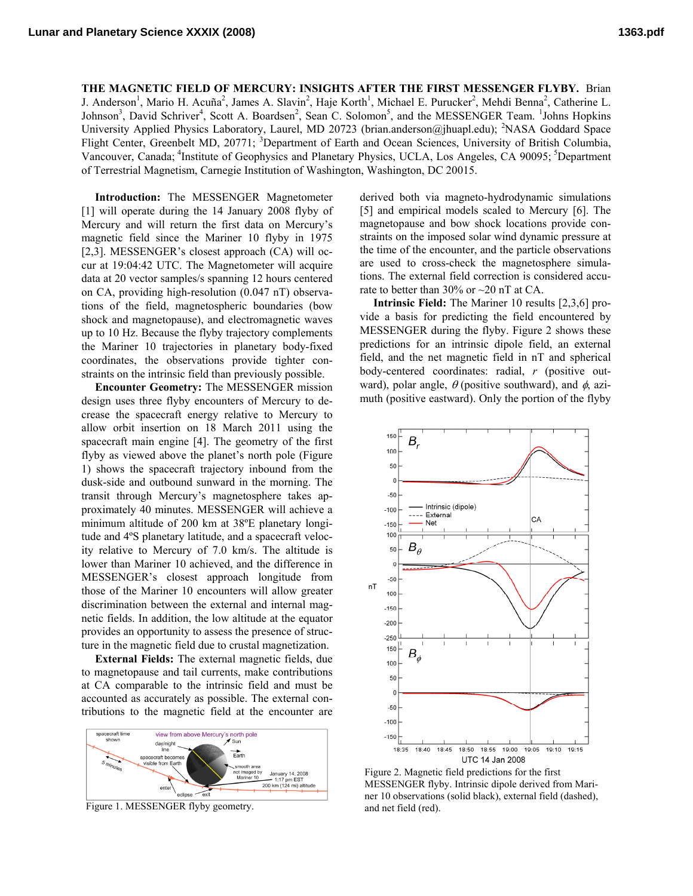**THE MAGNETIC FIELD OF MERCURY: INSIGHTS AFTER THE FIRST MESSENGER FLYBY.** Brian J. Anderson[1], Mario H. Acuña[2], James A. Slavin[2], Haje Korth[1], Michael E. Purucker[2], Mehdi Benna[2], Catherine L. Johnson[3], David Schriver[4], Scott A. Boardsen[2], Sean C. Solomon[5], and the MESSENGER Team. [1]Johns Hopkins University Applied Physics Laboratory, Laurel, MD 20723 (brian.anderson@jhuapl.edu); [2]NASA Goddard Space Flight Center, Greenbelt MD, 20771; [3]Department of Earth and Ocean Sciences, University of British Columbia, Vancouver, Canada; [4]Institute of Geophysics and Planetary Physics, UCLA, Los Angeles, CA 90095; [5]Department of Terrestrial Magnetism, Carnegie Institution of Washington, Washington, DC 20015.

**Introduction:** The MESSENGER Magnetometer [1] will operate during the 14 January 2008 flyby of Mercury and will return the first data on Mercury's magnetic field since the Mariner 10 flyby in 1975 [2,3]. MESSENGER's closest approach (CA) will occur at 19:04:42 UTC. The Magnetometer will acquire data at 20 vector samples/s spanning 12 hours centered on CA, providing high-resolution (0.047 nT) observations of the field, magnetospheric boundaries (bow shock and magnetopause), and electromagnetic waves up to 10 Hz. Because the flyby trajectory complements the Mariner 10 trajectories in planetary body-fixed coordinates, the observations provide tighter constraints on the intrinsic field than previously possible.

**Encounter Geometry:** The MESSENGER mission design uses three flyby encounters of Mercury to decrease the spacecraft energy relative to Mercury to allow orbit insertion on 18 March 2011 using the spacecraft main engine [4]. The geometry of the first flyby as viewed above the planet's north pole (Figure 1) shows the spacecraft trajectory inbound from the dusk-side and outbound sunward in the morning. The transit through Mercury's magnetosphere takes approximately 40 minutes. MESSENGER will achieve a minimum altitude of 200 km at 38ºE planetary longitude and 4ºS planetary latitude, and a spacecraft velocity relative to Mercury of 7.0 km/s. The altitude is lower than Mariner 10 achieved, and the difference in MESSENGER's closest approach longitude from those of the Mariner 10 encounters will allow greater discrimination between the external and internal magnetic fields. In addition, the low altitude at the equator provides an opportunity to assess the presence of structure in the magnetic field due to crustal magnetization.

**External Fields:** The external magnetic fields, due to magnetopause and tail currents, make contributions at CA comparable to the intrinsic field and must be accounted as accurately as possible. The external contributions to the magnetic field at the encounter are derived both via magneto-hydrodynamic simulations [5] and empirical models scaled to Mercury [6]. The magnetopause and bow shock locations provide constraints on the imposed solar wind dynamic pressure at the time of the encounter, and the particle observations are used to cross-check the magnetosphere simulations. The external field correction is considered accurate to better than 30% or ~20 nT at CA.

Figure 1. MESSENGER flyby geometry.

**Intrinsic Field:** The Mariner 10 results [2,3,6] provide a basis for predicting the field encountered by MESSENGER during the flyby. Figure 2 shows these predictions for an intrinsic dipole field, an external field, and the net magnetic field in nT and spherical body-centered coordinates: radial, $r$ (positive outward), polar angle, $\theta$ (positive southward), and $\phi$, azimuth (positive eastward). Only the portion of the flyby

Figure 2. Magnetic field predictions for the first MESSENGER flyby. Intrinsic dipole derived from Mariner 10 observations (solid black), external field (dashed), and net field (red).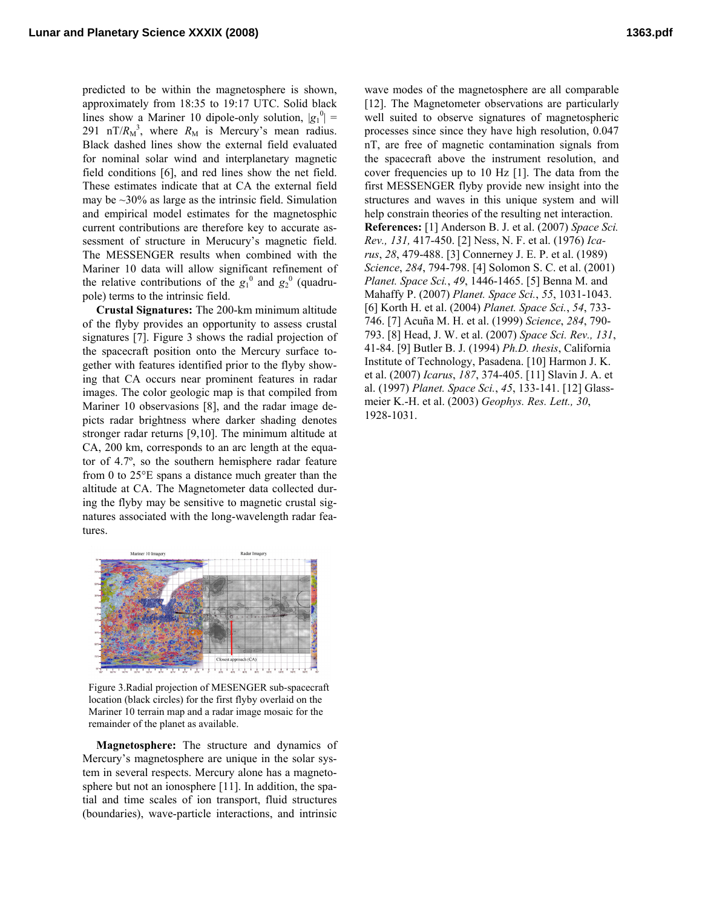predicted to be within the magnetosphere is shown, approximately from 18:35 to 19:17 UTC. Solid black lines show a Mariner 10 dipole-only solution, $|g_1^0|$ = 291 nT/$R_M^3$, where $R_M$ is Mercury's mean radius. Black dashed lines show the external field evaluated for nominal solar wind and interplanetary magnetic field conditions [6], and red lines show the net field. These estimates indicate that at CA the external field may be ~30% as large as the intrinsic field. Simulation and empirical model estimates for the magnetosphic current contributions are therefore key to accurate assessment of structure in Merucury's magnetic field. The MESSENGER results when combined with the Mariner 10 data will allow significant refinement of the relative contributions of the $g_1^0$ and $g_2^0$ (quadrupole) terms to the intrinsic field.

**Crustal Signatures:** The 200-km minimum altitude of the flyby provides an opportunity to assess crustal signatures [7]. Figure 3 shows the radial projection of the spacecraft position onto the Mercury surface together with features identified prior to the flyby showing that CA occurs near prominent features in radar images. The color geologic map is that compiled from Mariner 10 observations [8], and the radar image depicts radar brightness where darker shading denotes stronger radar returns [9,10]. The minimum altitude at CA, 200 km, corresponds to an arc length at the equator of 4.7º, so the southern hemisphere radar feature from 0 to 25°E spans a distance much greater than the altitude at CA. The Magnetometer data collected during the flyby may be sensitive to magnetic crustal signatures associated with the long-wavelength radar features.

Mariner 10 Imagery

Radar Imagery

Closest approach (CA)

Figure 3.Radial projection of MESENGER sub-spacecraft location (black circles) for the first flyby overlaid on the Mariner 10 terrain map and a radar image mosaic for the remainder of the planet as available.

**Magnetosphere:** The structure and dynamics of Mercury's magnetosphere are unique in the solar system in several respects. Mercury alone has a magnetosphere but not an ionosphere [11]. In addition, the spatial and time scales of ion transport, fluid structures (boundaries), wave-particle interactions, and intrinsic wave modes of the magnetosphere are all comparable [12]. The Magnetometer observations are particularly well suited to observe signatures of magnetospheric processes since since they have high resolution, 0.047 nT, are free of magnetic contamination signals from the spacecraft above the instrument resolution, and cover frequencies up to 10 Hz [1]. The data from the first MESSENGER flyby provide new insight into the structures and waves in this unique system and will help constrain theories of the resulting net interaction.

**References:** [1] Anderson B. J. et al. (2007) *Space Sci. Rev., 131,* 417-450. [2] Ness, N. F. et al. (1976) *Icarus*, *28*, 479-488. [3] Connerney J. E. P. et al. (1989) *Science*, *284*, 794-798. [4] Solomon S. C. et al. (2001) *Planet. Space Sci.*, *49*, 1446-1465. [5] Benna M. and Mahaffy P. (2007) *Planet. Space Sci.*, *55*, 1031-1043. [6] Korth H. et al. (2004) *Planet. Space Sci.*, *54*, 733-746. [7] Acuña M. H. et al. (1999) *Science*, *284*, 790-793. [8] Head, J. W. et al. (2007) *Space Sci. Rev., 131*, 41-84. [9] Butler B. J. (1994) *Ph.D. thesis*, California Institute of Technology, Pasadena. [10] Harmon J. K. et al. (2007) *Icarus*, *187*, 374-405. [11] Slavin J. A. et al. (1997) *Planet. Space Sci.*, *45*, 133-141. [12] Glassmeier K.-H. et al. (2003) *Geophys. Res. Lett., 30*, 1928-1031.